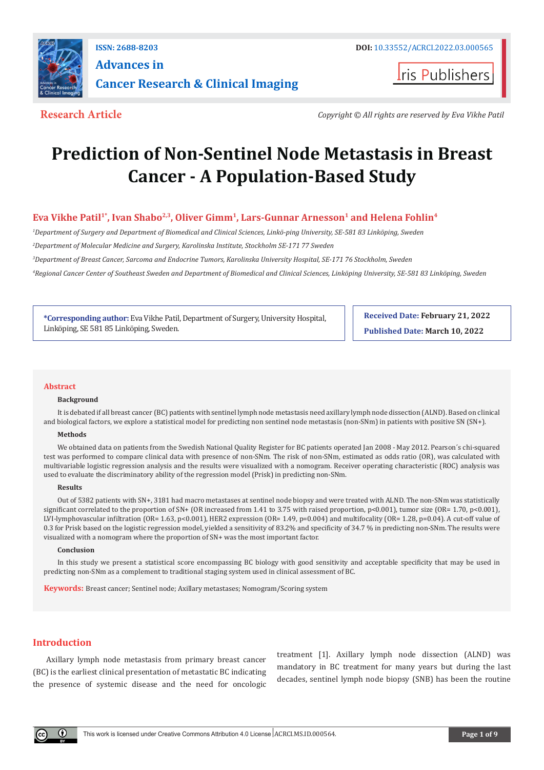**Research Article**

*Copyright © All rights are reserved by Eva Vikhe Patil*

# Prediction of Non-Sentinel Node Metastasis in Breast Cancer - A Population-Based Study

**Eva Vikhe Patil[1*], Ivan Shabo[2,3], Oliver Gimm[1], Lars-Gunnar Arnesson[1] and Helena Fohlin[4]**

[1]*Department of Surgery and Department of Biomedical and Clinical Sciences, Linkö-ping University, SE-581 83 Linköping, Sweden*

[2]*Department of Molecular Medicine and Surgery, Karolinska Institute, Stockholm SE-171 77 Sweden*

[3]*Department of Breast Cancer, Sarcoma and Endocrine Tumors, Karolinska University Hospital, SE-171 76 Stockholm, Sweden*

[4]*Regional Cancer Center of Southeast Sweden and Department of Biomedical and Clinical Sciences, Linköping University, SE-581 83 Linköping, Sweden*

**\*Corresponding author:** Eva Vikhe Patil, Department of Surgery, University Hospital, Linköping, SE 581 85 Linköping, Sweden.

**Received Date:** February 21, 2022

**Published Date:** March 10, 2022

## Abstract

### Background

It is debated if all breast cancer (BC) patients with sentinel lymph node metastasis need axillary lymph node dissection (ALND). Based on clinical and biological factors, we explore a statistical model for predicting non sentinel node metastasis (non-SNm) in patients with positive SN (SN+).

### Methods

We obtained data on patients from the Swedish National Quality Register for BC patients operated Jan 2008 - May 2012. Pearson´s chi-squared test was performed to compare clinical data with presence of non-SNm. The risk of non-SNm, estimated as odds ratio (OR), was calculated with multivariable logistic regression analysis and the results were visualized with a nomogram. Receiver operating characteristic (ROC) analysis was used to evaluate the discriminatory ability of the regression model (Prisk) in predicting non-SNm.

### Results

Out of 5382 patients with SN+, 3181 had macro metastases at sentinel node biopsy and were treated with ALND. The non-SNm was statistically significant correlated to the proportion of SN+ (OR increased from 1.41 to 3.75 with raised proportion, $p<0.001$), tumor size (OR= 1.70, $p<0.001$), LVI-lymphovascular infiltration (OR= 1.63, $p<0.001$), HER2 expression (OR= 1.49, $p=0.004$) and multifocality (OR= 1.28, $p=0.04$). A cut-off value of 0.3 for Prisk based on the logistic regression model, yielded a sensitivity of 83.2% and specificity of 34.7 % in predicting non-SNm. The results were visualized with a nomogram where the proportion of SN+ was the most important factor.

### Conclusion

In this study we present a statistical score encompassing BC biology with good sensitivity and acceptable specificity that may be used in predicting non-SNm as a complement to traditional staging system used in clinical assessment of BC.

**Keywords:** Breast cancer; Sentinel node; Axillary metastases; Nomogram/Scoring system

## Introduction

Axillary lymph node metastasis from primary breast cancer (BC) is the earliest clinical presentation of metastatic BC indicating the presence of systemic disease and the need for oncologic treatment [1]. Axillary lymph node dissection (ALND) was mandatory in BC treatment for many years but during the last decades, sentinel lymph node biopsy (SNB) has been the routine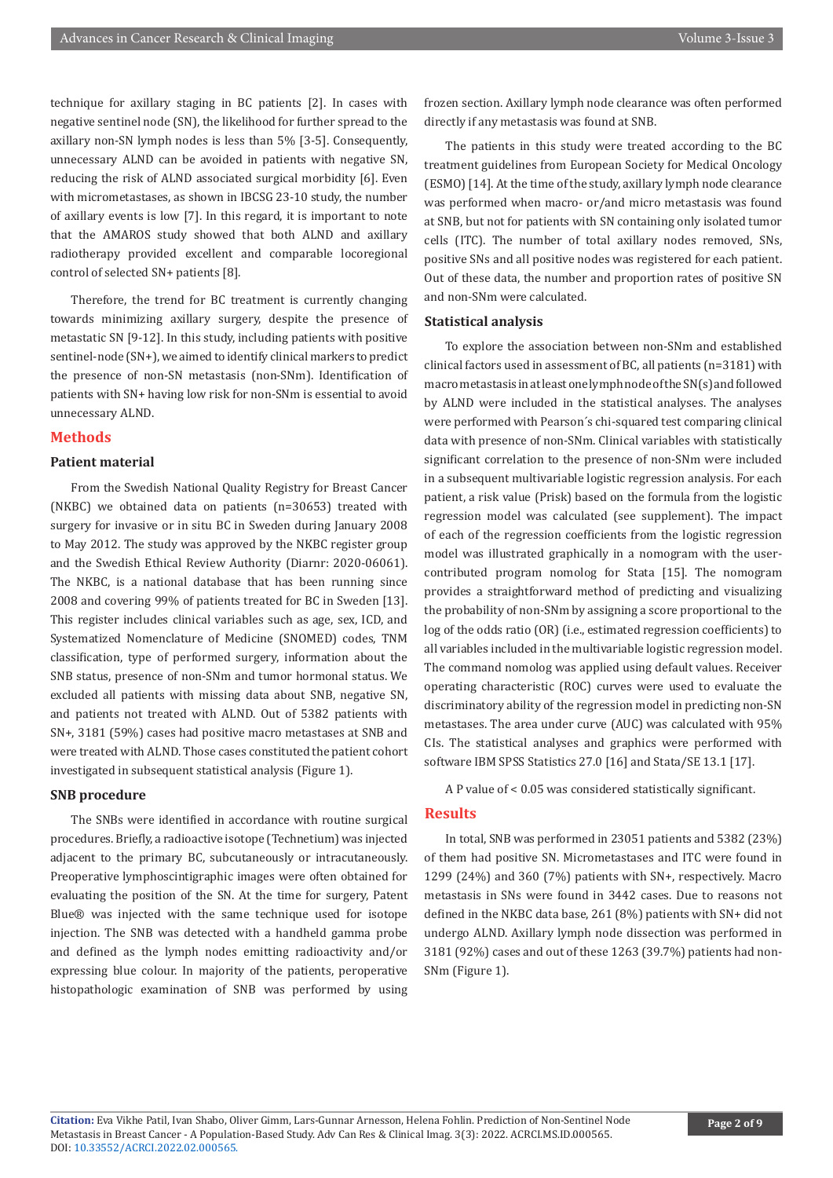technique for axillary staging in BC patients [2]. In cases with negative sentinel node (SN), the likelihood for further spread to the axillary non-SN lymph nodes is less than 5% [3-5]. Consequently, unnecessary ALND can be avoided in patients with negative SN, reducing the risk of ALND associated surgical morbidity [6]. Even with micrometastases, as shown in IBCSG 23-10 study, the number of axillary events is low [7]. In this regard, it is important to note that the AMAROS study showed that both ALND and axillary radiotherapy provided excellent and comparable locoregional control of selected SN+ patients [8].

Therefore, the trend for BC treatment is currently changing towards minimizing axillary surgery, despite the presence of metastatic SN [9-12]. In this study, including patients with positive sentinel-node (SN+), we aimed to identify clinical markers to predict the presence of non-SN metastasis (non-SNm). Identification of patients with SN+ having low risk for non-SNm is essential to avoid unnecessary ALND.

## Methods

### Patient material

From the Swedish National Quality Registry for Breast Cancer (NKBC) we obtained data on patients (n=30653) treated with surgery for invasive or in situ BC in Sweden during January 2008 to May 2012. The study was approved by the NKBC register group and the Swedish Ethical Review Authority (Diarnr: 2020-06061). The NKBC, is a national database that has been running since 2008 and covering 99% of patients treated for BC in Sweden [13]. This register includes clinical variables such as age, sex, ICD, and Systematized Nomenclature of Medicine (SNOMED) codes, TNM classification, type of performed surgery, information about the SNB status, presence of non-SNm and tumor hormonal status. We excluded all patients with missing data about SNB, negative SN, and patients not treated with ALND. Out of 5382 patients with SN+, 3181 (59%) cases had positive macro metastases at SNB and were treated with ALND. Those cases constituted the patient cohort investigated in subsequent statistical analysis (Figure 1).

### SNB procedure

The SNBs were identified in accordance with routine surgical procedures. Briefly, a radioactive isotope (Technetium) was injected adjacent to the primary BC, subcutaneously or intracutaneously. Preoperative lymphoscintigraphic images were often obtained for evaluating the position of the SN. At the time for surgery, Patent Blue® was injected with the same technique used for isotope injection. The SNB was detected with a handheld gamma probe and defined as the lymph nodes emitting radioactivity and/or expressing blue colour. In majority of the patients, peroperative histopathologic examination of SNB was performed by using frozen section. Axillary lymph node clearance was often performed directly if any metastasis was found at SNB.

The patients in this study were treated according to the BC treatment guidelines from European Society for Medical Oncology (ESMO) [14]. At the time of the study, axillary lymph node clearance was performed when macro- or/and micro metastasis was found at SNB, but not for patients with SN containing only isolated tumor cells (ITC). The number of total axillary nodes removed, SNs, positive SNs and all positive nodes was registered for each patient. Out of these data, the number and proportion rates of positive SN and non-SNm were calculated.

### Statistical analysis

To explore the association between non-SNm and established clinical factors used in assessment of BC, all patients (n=3181) with macrometastasis in at least one lymph node of the SN(s) and followed by ALND were included in the statistical analyses. The analyses were performed with Pearson´s chi-squared test comparing clinical data with presence of non-SNm. Clinical variables with statistically significant correlation to the presence of non-SNm were included in a subsequent multivariable logistic regression analysis. For each patient, a risk value (Prisk) based on the formula from the logistic regression model was calculated (see supplement). The impact of each of the regression coefficients from the logistic regression model was illustrated graphically in a nomogram with the user-contributed program nomolog for Stata [15]. The nomogram provides a straightforward method of predicting and visualizing the probability of non-SNm by assigning a score proportional to the log of the odds ratio (OR) (i.e., estimated regression coefficients) to all variables included in the multivariable logistic regression model. The command nomolog was applied using default values. Receiver operating characteristic (ROC) curves were used to evaluate the discriminatory ability of the regression model in predicting non-SN metastases. The area under curve (AUC) was calculated with 95% CIs. The statistical analyses and graphics were performed with software IBM SPSS Statistics 27.0 [16] and Stata/SE 13.1 [17].

A P value of < 0.05 was considered statistically significant.

## Results

In total, SNB was performed in 23051 patients and 5382 (23%) of them had positive SN. Micrometastases and ITC were found in 1299 (24%) and 360 (7%) patients with SN+, respectively. Macro metastasis in SNs were found in 3442 cases. Due to reasons not defined in the NKBC data base, 261 (8%) patients with SN+ did not undergo ALND. Axillary lymph node dissection was performed in 3181 (92%) cases and out of these 1263 (39.7%) patients had non-SNm (Figure 1).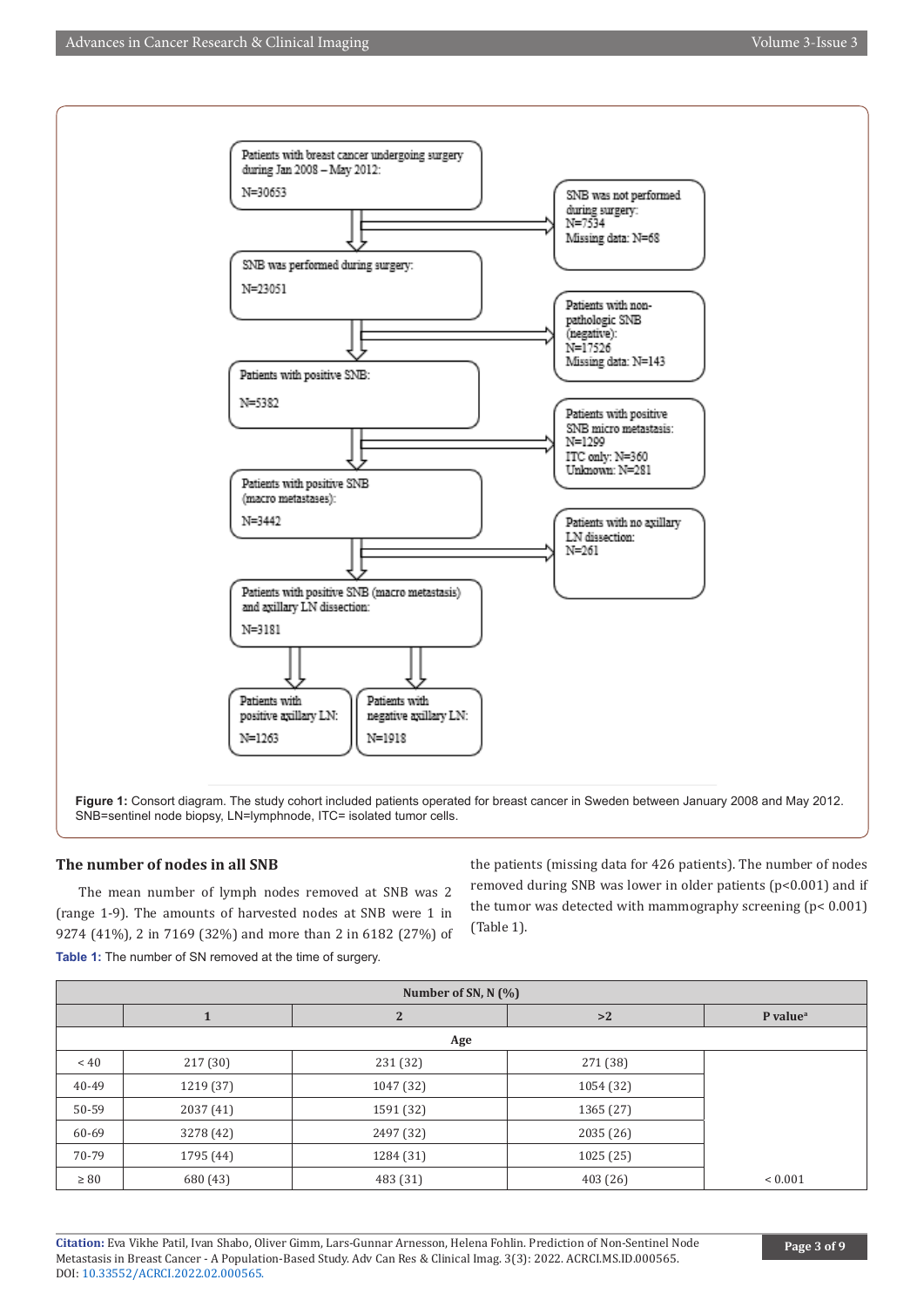Patients with breast cancer undergoing surgery during Jan 2008 – May 2012: N=30653

SNB was not performed during surgery: N=7534; Missing data: N=68

SNB was performed during surgery: N=23051

Patients with non-pathologic SNB (negative): N=17526; Missing data: N=143

Patients with positive SNB: N=5382

Patients with positive SNB micro metastasis: N=1299; ITC only: N=360; Unknown: N=281

Patients with positive SNB (macro metastases): N=3442

Patients with no axillary LN dissection: N=261

Patients with positive SNB (macro metastasis) and axillary LN dissection: N=3181

Patients with positive axillary LN: N=1263

Patients with negative axillary LN: N=1918

**Figure 1:** Consort diagram. The study cohort included patients operated for breast cancer in Sweden between January 2008 and May 2012. SNB=sentinel node biopsy, LN=lymphnode, ITC= isolated tumor cells.

## The number of nodes in all SNB

The mean number of lymph nodes removed at SNB was 2 (range 1-9). The amounts of harvested nodes at SNB were 1 in 9274 (41%), 2 in 7169 (32%) and more than 2 in 6182 (27%) of the patients (missing data for 426 patients). The number of nodes removed during SNB was lower in older patients (p<0.001) and if the tumor was detected with mammography screening (p< 0.001) (Table 1).

**Table 1:** The number of SN removed at the time of surgery.

| | Number of SN, N (%) | | | |
|---|---|---|---|---|
| | 1 | 2 | >2 | P value[a] |
| **Age** | | | | |
| < 40 | 217 (30) | 231 (32) | 271 (38) | |
| 40-49 | 1219 (37) | 1047 (32) | 1054 (32) | |
| 50-59 | 2037 (41) | 1591 (32) | 1365 (27) | |
| 60-69 | 3278 (42) | 2497 (32) | 2035 (26) | |
| 70-79 | 1795 (44) | 1284 (31) | 1025 (25) | |
| ≥ 80 | 680 (43) | 483 (31) | 403 (26) | < 0.001 |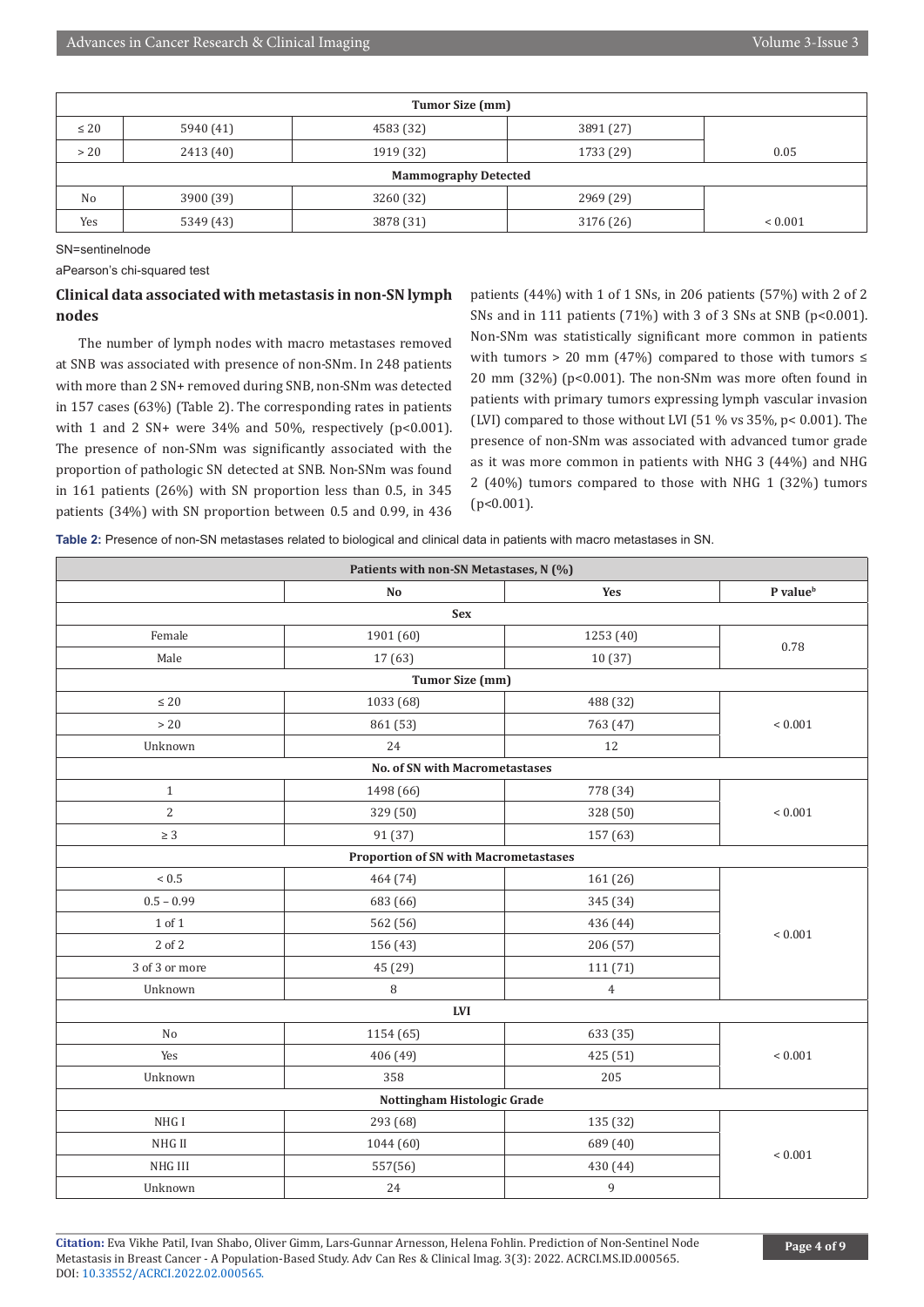| | | | | |
|---|---|---|---|---|
| **Tumor Size (mm)** | | | | |
| ≤ 20 | 5940 (41) | 4583 (32) | 3891 (27) | 0.05 |
| > 20 | 2413 (40) | 1919 (32) | 1733 (29) | |
| **Mammography Detected** | | | | |
| No | 3900 (39) | 3260 (32) | 2969 (29) | < 0.001 |
| Yes | 5349 (43) | 3878 (31) | 3176 (26) | |

SN=sentinelnode

aPearson's chi-squared test

## Clinical data associated with metastasis in non-SN lymph nodes

The number of lymph nodes with macro metastases removed at SNB was associated with presence of non-SNm. In 248 patients with more than 2 SN+ removed during SNB, non-SNm was detected in 157 cases (63%) (Table 2). The corresponding rates in patients with 1 and 2 SN+ were 34% and 50%, respectively (p<0.001). The presence of non-SNm was significantly associated with the proportion of pathologic SN detected at SNB. Non-SNm was found in 161 patients (26%) with SN proportion less than 0.5, in 345 patients (34%) with SN proportion between 0.5 and 0.99, in 436 patients (44%) with 1 of 1 SNs, in 206 patients (57%) with 2 of 2 SNs and in 111 patients (71%) with 3 of 3 SNs at SNB (p<0.001). Non-SNm was statistically significant more common in patients with tumors > 20 mm (47%) compared to those with tumors ≤ 20 mm (32%) (p<0.001). The non-SNm was more often found in patients with primary tumors expressing lymph vascular invasion (LVI) compared to those without LVI (51 % vs 35%, p< 0.001). The presence of non-SNm was associated with advanced tumor grade as it was more common in patients with NHG 3 (44%) and NHG 2 (40%) tumors compared to those with NHG 1 (32%) tumors (p<0.001).

**Table 2:** Presence of non-SN metastases related to biological and clinical data in patients with macro metastases in SN.

| Patients with non-SN Metastases, N (%) | | | |
|---|---|---|---|
| | **No** | **Yes** | **P value[b]** |
| **Sex** | | | |
| Female | 1901 (60) | 1253 (40) | 0.78 |
| Male | 17 (63) | 10 (37) | |
| **Tumor Size (mm)** | | | |
| ≤ 20 | 1033 (68) | 488 (32) | < 0.001 |
| > 20 | 861 (53) | 763 (47) | |
| Unknown | 24 | 12 | |
| **No. of SN with Macrometastases** | | | |
| 1 | 1498 (66) | 778 (34) | < 0.001 |
| 2 | 329 (50) | 328 (50) | |
| ≥ 3 | 91 (37) | 157 (63) | |
| **Proportion of SN with Macrometastases** | | | |
| < 0.5 | 464 (74) | 161 (26) | < 0.001 |
| 0.5 – 0.99 | 683 (66) | 345 (34) | |
| 1 of 1 | 562 (56) | 436 (44) | |
| 2 of 2 | 156 (43) | 206 (57) | |
| 3 of 3 or more | 45 (29) | 111 (71) | |
| Unknown | 8 | 4 | |
| **LVI** | | | |
| No | 1154 (65) | 633 (35) | < 0.001 |
| Yes | 406 (49) | 425 (51) | |
| Unknown | 358 | 205 | |
| **Nottingham Histologic Grade** | | | |
| NHG I | 293 (68) | 135 (32) | < 0.001 |
| NHG II | 1044 (60) | 689 (40) | |
| NHG III | 557(56) | 430 (44) | |
| Unknown | 24 | 9 | |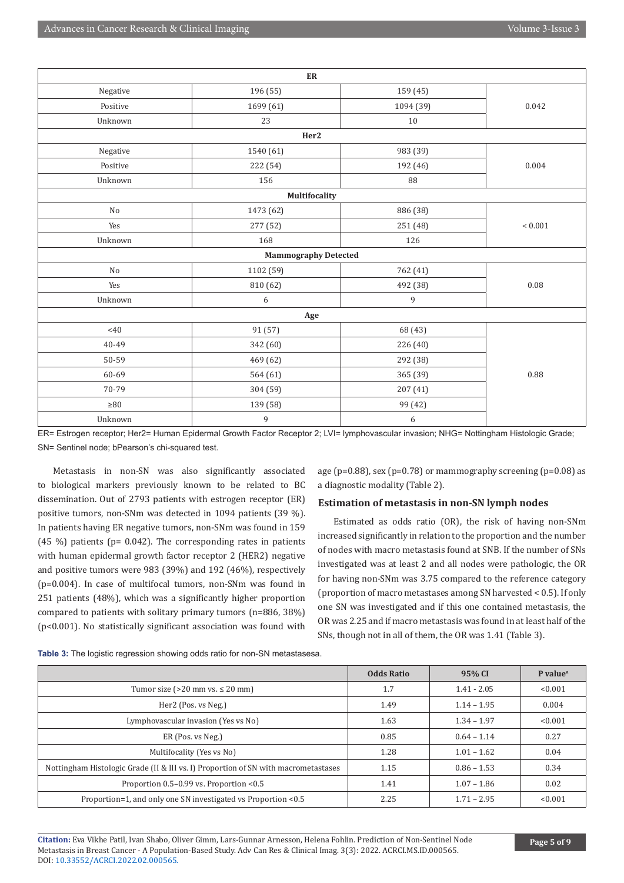| ER | | | |
|---|---|---|---|
| Negative | 196 (55) | 159 (45) | 0.042 |
| Positive | 1699 (61) | 1094 (39) | |
| Unknown | 23 | 10 | |
| **Her2** | | | |
| Negative | 1540 (61) | 983 (39) | 0.004 |
| Positive | 222 (54) | 192 (46) | |
| Unknown | 156 | 88 | |
| **Multifocality** | | | |
| No | 1473 (62) | 886 (38) | < 0.001 |
| Yes | 277 (52) | 251 (48) | |
| Unknown | 168 | 126 | |
| **Mammography Detected** | | | |
| No | 1102 (59) | 762 (41) | 0.08 |
| Yes | 810 (62) | 492 (38) | |
| Unknown | 6 | 9 | |
| **Age** | | | |
| <40 | 91 (57) | 68 (43) | 0.88 |
| 40-49 | 342 (60) | 226 (40) | |
| 50-59 | 469 (62) | 292 (38) | |
| 60-69 | 564 (61) | 365 (39) | |
| 70-79 | 304 (59) | 207 (41) | |
| ≥80 | 139 (58) | 99 (42) | |
| Unknown | 9 | 6 | |

ER= Estrogen receptor; Her2= Human Epidermal Growth Factor Receptor 2; LVI= lymphovascular invasion; NHG= Nottingham Histologic Grade; SN= Sentinel node; bPearson's chi-squared test.

Metastasis in non-SN was also significantly associated to biological markers previously known to be related to BC dissemination. Out of 2793 patients with estrogen receptor (ER) positive tumors, non-SNm was detected in 1094 patients (39 %). In patients having ER negative tumors, non-SNm was found in 159 (45 %) patients (p= 0.042). The corresponding rates in patients with human epidermal growth factor receptor 2 (HER2) negative and positive tumors were 983 (39%) and 192 (46%), respectively (p=0.004). In case of multifocal tumors, non-SNm was found in 251 patients (48%), which was a significantly higher proportion compared to patients with solitary primary tumors (n=886, 38%) (p<0.001). No statistically significant association was found with age (p=0.88), sex (p=0.78) or mammography screening (p=0.08) as a diagnostic modality (Table 2).

## Estimation of metastasis in non-SN lymph nodes

Estimated as odds ratio (OR), the risk of having non-SNm increased significantly in relation to the proportion and the number of nodes with macro metastasis found at SNB. If the number of SNs investigated was at least 2 and all nodes were pathologic, the OR for having non-SNm was 3.75 compared to the reference category (proportion of macro metastases among SN harvested < 0.5). If only one SN was investigated and if this one contained metastasis, the OR was 2.25 and if macro metastasis was found in at least half of the SNs, though not in all of them, the OR was 1.41 (Table 3).

**Table 3:** The logistic regression showing odds ratio for non-SN metastasesa.

| | Odds Ratio | 95% CI | P value[a] |
|---|---|---|---|
| Tumor size (>20 mm vs. ≤ 20 mm) | 1.7 | 1.41 - 2.05 | <0.001 |
| Her2 (Pos. vs Neg.) | 1.49 | 1.14 – 1.95 | 0.004 |
| Lymphovascular invasion (Yes vs No) | 1.63 | 1.34 – 1.97 | <0.001 |
| ER (Pos. vs Neg.) | 0.85 | 0.64 – 1.14 | 0.27 |
| Multifocality (Yes vs No) | 1.28 | 1.01 – 1.62 | 0.04 |
| Nottingham Histologic Grade (II & III vs. I) Proportion of SN with macrometastases | 1.15 | 0.86 – 1.53 | 0.34 |
| Proportion 0.5–0.99 vs. Proportion <0.5 | 1.41 | 1.07 – 1.86 | 0.02 |
| Proportion=1, and only one SN investigated vs Proportion <0.5 | 2.25 | 1.71 – 2.95 | <0.001 |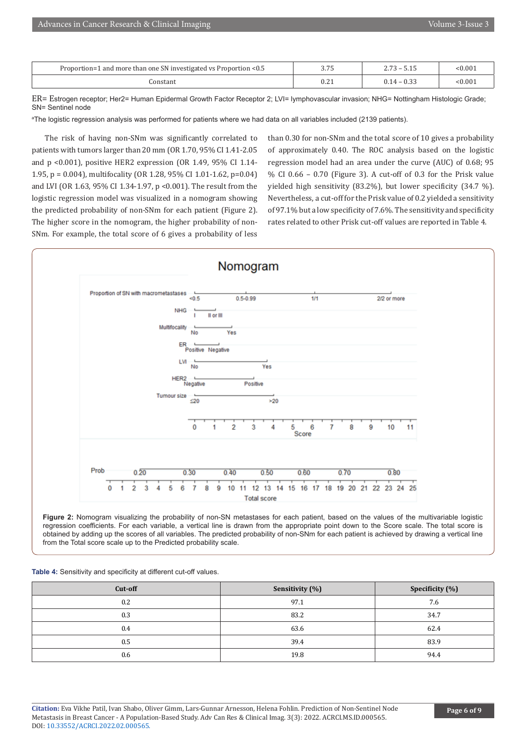| Proportion=1 and more than one SN investigated vs Proportion <0.5 | 3.75 | 2.73 – 5.15 | <0.001 |
|---|---|---|---|
| Constant | 0.21 | 0.14 – 0.33 | <0.001 |

ER= Estrogen receptor; Her2= Human Epidermal Growth Factor Receptor 2; LVI= lymphovascular invasion; NHG= Nottingham Histologic Grade; SN= Sentinel node

[a]The logistic regression analysis was performed for patients where we had data on all variables included (2139 patients).

The risk of having non-SNm was significantly correlated to patients with tumors larger than 20 mm (OR 1.70, 95% CI 1.41-2.05 and p <0.001), positive HER2 expression (OR 1.49, 95% CI 1.14-1.95, p = 0.004), multifocality (OR 1.28, 95% CI 1.01-1.62, p=0.04) and LVI (OR 1.63, 95% CI 1.34-1.97, p <0.001). The result from the logistic regression model was visualized in a nomogram showing the predicted probability of non-SNm for each patient (Figure 2). The higher score in the nomogram, the higher probability of non-SNm. For example, the total score of 6 gives a probability of less than 0.30 for non-SNm and the total score of 10 gives a probability of approximately 0.40. The ROC analysis based on the logistic regression model had an area under the curve (AUC) of 0.68; 95 % CI 0.66 – 0.70 (Figure 3). A cut-off of 0.3 for the Prisk value yielded high sensitivity (83.2%), but lower specificity (34.7 %). Nevertheless, a cut-off for the Prisk value of 0.2 yielded a sensitivity of 97.1% but a low specificity of 7.6%. The sensitivity and specificity rates related to other Prisk cut-off values are reported in Table 4.

**Figure 2:** Nomogram visualizing the probability of non-SN metastases for each patient, based on the values of the multivariable logistic regression coefficients. For each variable, a vertical line is drawn from the appropriate point down to the Score scale. The total score is obtained by adding up the scores of all variables. The predicted probability of non-SNm for each patient is achieved by drawing a vertical line from the Total score scale up to the Predicted probability scale.

**Table 4:** Sensitivity and specificity at different cut-off values.

| Cut-off | Sensitivity (%) | Specificity (%) |
|---|---|---|
| 0.2 | 97.1 | 7.6 |
| 0.3 | 83.2 | 34.7 |
| 0.4 | 63.6 | 62.4 |
| 0.5 | 39.4 | 83.9 |
| 0.6 | 19.8 | 94.4 |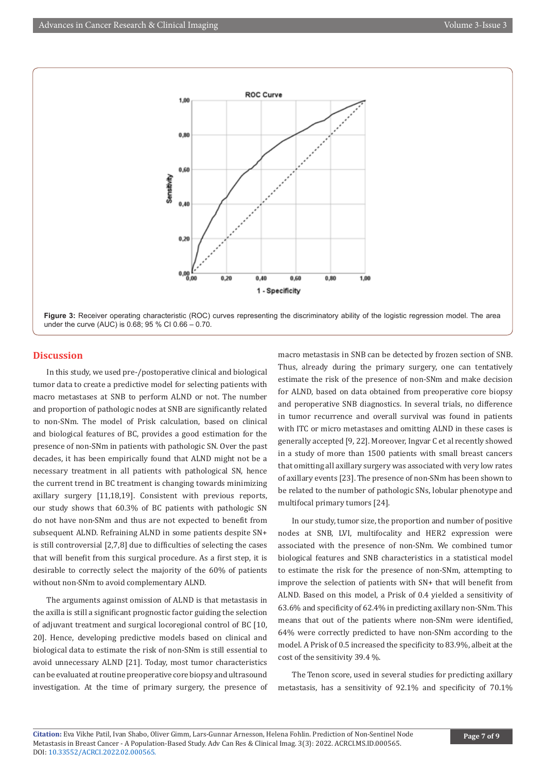Figure 3: Receiver operating characteristic (ROC) curves representing the discriminatory ability of the logistic regression model. The area under the curve (AUC) is 0.68; 95 % CI 0.66 – 0.70.

## Discussion

In this study, we used pre-/postoperative clinical and biological tumor data to create a predictive model for selecting patients with macro metastases at SNB to perform ALND or not. The number and proportion of pathologic nodes at SNB are significantly related to non-SNm. The model of Prisk calculation, based on clinical and biological features of BC, provides a good estimation for the presence of non-SNm in patients with pathologic SN. Over the past decades, it has been empirically found that ALND might not be a necessary treatment in all patients with pathological SN, hence the current trend in BC treatment is changing towards minimizing axillary surgery [11,18,19]. Consistent with previous reports, our study shows that 60.3% of BC patients with pathologic SN do not have non-SNm and thus are not expected to benefit from subsequent ALND. Refraining ALND in some patients despite SN+ is still controversial [2,7,8] due to difficulties of selecting the cases that will benefit from this surgical procedure. As a first step, it is desirable to correctly select the majority of the 60% of patients without non-SNm to avoid complementary ALND.

The arguments against omission of ALND is that metastasis in the axilla is still a significant prognostic factor guiding the selection of adjuvant treatment and surgical locoregional control of BC [10, 20]. Hence, developing predictive models based on clinical and biological data to estimate the risk of non-SNm is still essential to avoid unnecessary ALND [21]. Today, most tumor characteristics can be evaluated at routine preoperative core biopsy and ultrasound investigation. At the time of primary surgery, the presence of macro metastasis in SNB can be detected by frozen section of SNB. Thus, already during the primary surgery, one can tentatively estimate the risk of the presence of non-SNm and make decision for ALND, based on data obtained from preoperative core biopsy and peroperative SNB diagnostics. In several trials, no difference in tumor recurrence and overall survival was found in patients with ITC or micro metastases and omitting ALND in these cases is generally accepted [9, 22]. Moreover, Ingvar C et al recently showed in a study of more than 1500 patients with small breast cancers that omitting all axillary surgery was associated with very low rates of axillary events [23]. The presence of non-SNm has been shown to be related to the number of pathologic SNs, lobular phenotype and multifocal primary tumors [24].

In our study, tumor size, the proportion and number of positive nodes at SNB, LVI, multifocality and HER2 expression were associated with the presence of non-SNm. We combined tumor biological features and SNB characteristics in a statistical model to estimate the risk for the presence of non-SNm, attempting to improve the selection of patients with SN+ that will benefit from ALND. Based on this model, a Prisk of 0.4 yielded a sensitivity of 63.6% and specificity of 62.4% in predicting axillary non-SNm. This means that out of the patients where non-SNm were identified, 64% were correctly predicted to have non-SNm according to the model. A Prisk of 0.5 increased the specificity to 83.9%, albeit at the cost of the sensitivity 39.4 %.

The Tenon score, used in several studies for predicting axillary metastasis, has a sensitivity of 92.1% and specificity of 70.1%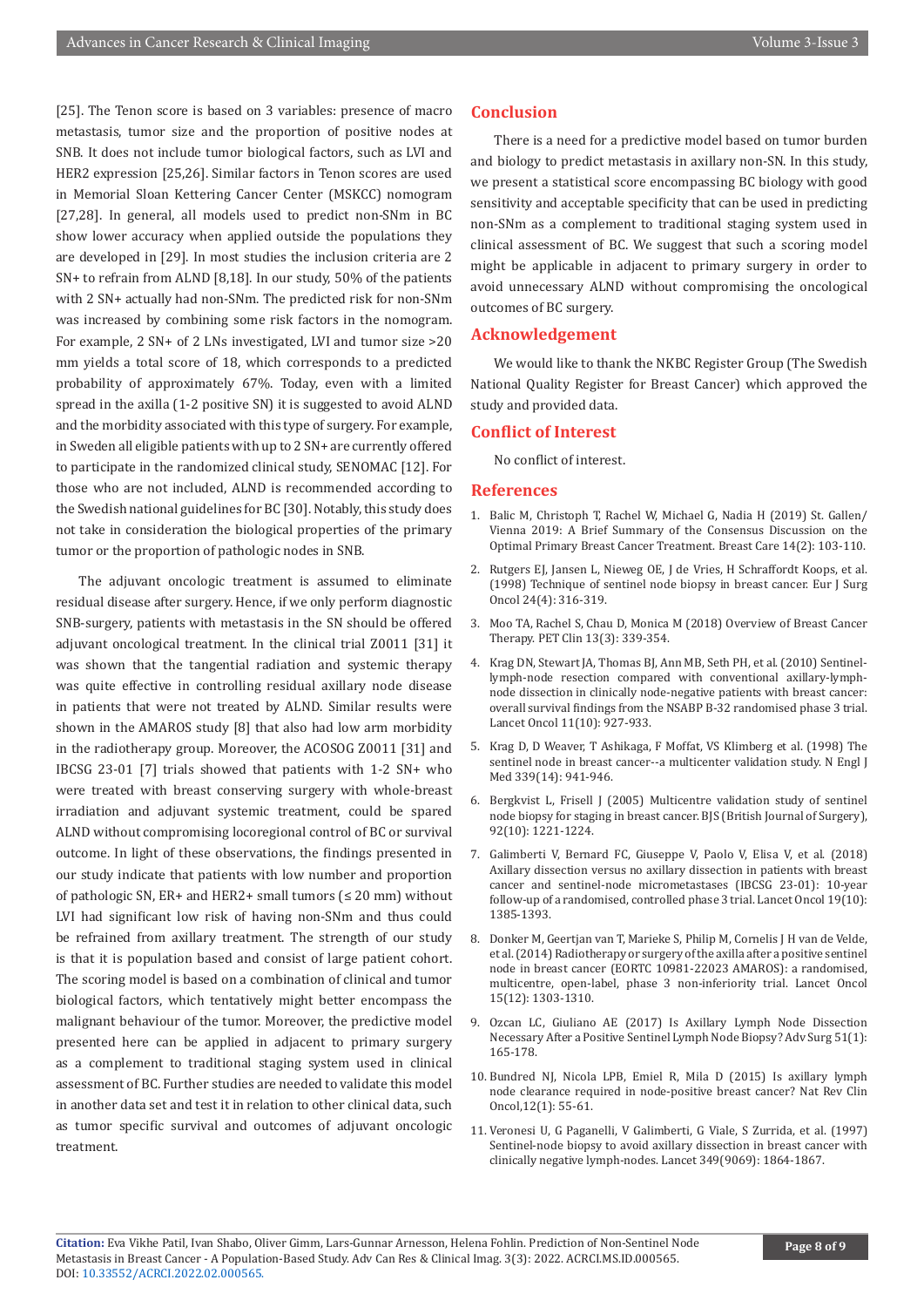[25]. The Tenon score is based on 3 variables: presence of macro metastasis, tumor size and the proportion of positive nodes at SNB. It does not include tumor biological factors, such as LVI and HER2 expression [25,26]. Similar factors in Tenon scores are used in Memorial Sloan Kettering Cancer Center (MSKCC) nomogram [27,28]. In general, all models used to predict non-SNm in BC show lower accuracy when applied outside the populations they are developed in [29]. In most studies the inclusion criteria are 2 SN+ to refrain from ALND [8,18]. In our study, 50% of the patients with 2 SN+ actually had non-SNm. The predicted risk for non-SNm was increased by combining some risk factors in the nomogram. For example, 2 SN+ of 2 LNs investigated, LVI and tumor size >20 mm yields a total score of 18, which corresponds to a predicted probability of approximately 67%. Today, even with a limited spread in the axilla (1-2 positive SN) it is suggested to avoid ALND and the morbidity associated with this type of surgery. For example, in Sweden all eligible patients with up to 2 SN+ are currently offered to participate in the randomized clinical study, SENOMAC [12]. For those who are not included, ALND is recommended according to the Swedish national guidelines for BC [30]. Notably, this study does not take in consideration the biological properties of the primary tumor or the proportion of pathologic nodes in SNB.

The adjuvant oncologic treatment is assumed to eliminate residual disease after surgery. Hence, if we only perform diagnostic SNB-surgery, patients with metastasis in the SN should be offered adjuvant oncological treatment. In the clinical trial Z0011 [31] it was shown that the tangential radiation and systemic therapy was quite effective in controlling residual axillary node disease in patients that were not treated by ALND. Similar results were shown in the AMAROS study [8] that also had low arm morbidity in the radiotherapy group. Moreover, the ACOSOG Z0011 [31] and IBCSG 23-01 [7] trials showed that patients with 1-2 SN+ who were treated with breast conserving surgery with whole-breast irradiation and adjuvant systemic treatment, could be spared ALND without compromising locoregional control of BC or survival outcome. In light of these observations, the findings presented in our study indicate that patients with low number and proportion of pathologic SN, ER+ and HER2+ small tumors (≤ 20 mm) without LVI had significant low risk of having non-SNm and thus could be refrained from axillary treatment. The strength of our study is that it is population based and consist of large patient cohort. The scoring model is based on a combination of clinical and tumor biological factors, which tentatively might better encompass the malignant behaviour of the tumor. Moreover, the predictive model presented here can be applied in adjacent to primary surgery as a complement to traditional staging system used in clinical assessment of BC. Further studies are needed to validate this model in another data set and test it in relation to other clinical data, such as tumor specific survival and outcomes of adjuvant oncologic treatment.

## Conclusion

There is a need for a predictive model based on tumor burden and biology to predict metastasis in axillary non-SN. In this study, we present a statistical score encompassing BC biology with good sensitivity and acceptable specificity that can be used in predicting non-SNm as a complement to traditional staging system used in clinical assessment of BC. We suggest that such a scoring model might be applicable in adjacent to primary surgery in order to avoid unnecessary ALND without compromising the oncological outcomes of BC surgery.

## Acknowledgement

We would like to thank the NKBC Register Group (The Swedish National Quality Register for Breast Cancer) which approved the study and provided data.

## Conflict of Interest

No conflict of interest.

## References

1. Balic M, Christoph T, Rachel W, Michael G, Nadia H (2019) St. Gallen/ Vienna 2019: A Brief Summary of the Consensus Discussion on the Optimal Primary Breast Cancer Treatment. Breast Care 14(2): 103-110.
2. Rutgers EJ, Jansen L, Nieweg OE, J de Vries, H Schraffordt Koops, et al. (1998) Technique of sentinel node biopsy in breast cancer. Eur J Surg Oncol 24(4): 316-319.
3. Moo TA, Rachel S, Chau D, Monica M (2018) Overview of Breast Cancer Therapy. PET Clin 13(3): 339-354.
4. Krag DN, Stewart JA, Thomas BJ, Ann MB, Seth PH, et al. (2010) Sentinel-lymph-node resection compared with conventional axillary-lymph-node dissection in clinically node-negative patients with breast cancer: overall survival findings from the NSABP B-32 randomised phase 3 trial. Lancet Oncol 11(10): 927-933.
5. Krag D, D Weaver, T Ashikaga, F Moffat, VS Klimberg et al. (1998) The sentinel node in breast cancer--a multicenter validation study. N Engl J Med 339(14): 941-946.
6. Bergkvist L, Frisell J (2005) Multicentre validation study of sentinel node biopsy for staging in breast cancer. BJS (British Journal of Surgery), 92(10): 1221-1224.
7. Galimberti V, Bernard FC, Giuseppe V, Paolo V, Elisa V, et al. (2018) Axillary dissection versus no axillary dissection in patients with breast cancer and sentinel-node micrometastases (IBCSG 23-01): 10-year follow-up of a randomised, controlled phase 3 trial. Lancet Oncol 19(10): 1385-1393.
8. Donker M, Geertjan van T, Marieke S, Philip M, Cornelis J H van de Velde, et al. (2014) Radiotherapy or surgery of the axilla after a positive sentinel node in breast cancer (EORTC 10981-22023 AMAROS): a randomised, multicentre, open-label, phase 3 non-inferiority trial. Lancet Oncol 15(12): 1303-1310.
9. Ozcan LC, Giuliano AE (2017) Is Axillary Lymph Node Dissection Necessary After a Positive Sentinel Lymph Node Biopsy? Adv Surg 51(1): 165-178.
10. Bundred NJ, Nicola LPB, Emiel R, Mila D (2015) Is axillary lymph node clearance required in node-positive breast cancer? Nat Rev Clin Oncol,12(1): 55-61.
11. Veronesi U, G Paganelli, V Galimberti, G Viale, S Zurrida, et al. (1997) Sentinel-node biopsy to avoid axillary dissection in breast cancer with clinically negative lymph-nodes. Lancet 349(9069): 1864-1867.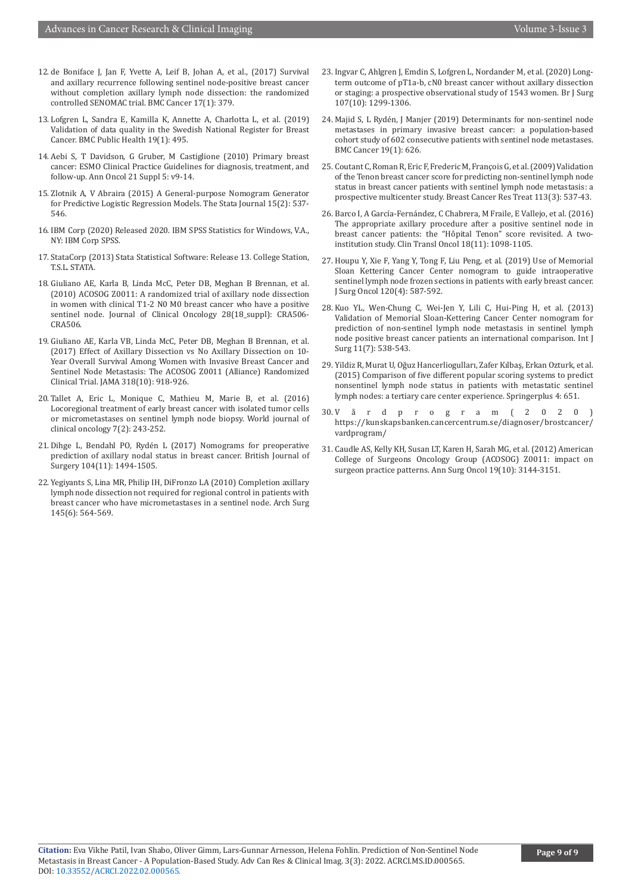12. de Boniface J, Jan F, Yvette A, Leif B, Johan A, et al., (2017) Survival and axillary recurrence following sentinel node-positive breast cancer without completion axillary lymph node dissection: the randomized controlled SENOMAC trial. BMC Cancer 17(1): 379.

13. Lofgren L, Sandra E, Kamilla K, Annette A, Charlotta L, et al. (2019) Validation of data quality in the Swedish National Register for Breast Cancer. BMC Public Health 19(1): 495.

14. Aebi S, T Davidson, G Gruber, M Castiglione (2010) Primary breast cancer: ESMO Clinical Practice Guidelines for diagnosis, treatment, and follow-up. Ann Oncol 21 Suppl 5: v9-14.

15. Zlotnik A, V Abraira (2015) A General-purpose Nomogram Generator for Predictive Logistic Regression Models. The Stata Journal 15(2): 537-546.

16. IBM Corp (2020) Released 2020. IBM SPSS Statistics for Windows, V.A., NY: IBM Corp SPSS.

17. StataCorp (2013) Stata Statistical Software: Release 13. College Station, T.S.L. STATA.

18. Giuliano AE, Karla B, Linda McC, Peter DB, Meghan B Brennan, et al. (2010) ACOSOG Z0011: A randomized trial of axillary node dissection in women with clinical T1-2 N0 M0 breast cancer who have a positive sentinel node. Journal of Clinical Oncology 28(18_suppl): CRA506-CRA506.

19. Giuliano AE, Karla VB, Linda McC, Peter DB, Meghan B Brennan, et al. (2017) Effect of Axillary Dissection vs No Axillary Dissection on 10-Year Overall Survival Among Women with Invasive Breast Cancer and Sentinel Node Metastasis: The ACOSOG Z0011 (Alliance) Randomized Clinical Trial. JAMA 318(10): 918-926.

20. Tallet A, Eric L, Monique C, Mathieu M, Marie B, et al. (2016) Locoregional treatment of early breast cancer with isolated tumor cells or micrometastases on sentinel lymph node biopsy. World journal of clinical oncology 7(2): 243-252.

21. Dihge L, Bendahl PO, Rydén L (2017) Nomograms for preoperative prediction of axillary nodal status in breast cancer. British Journal of Surgery 104(11): 1494-1505.

22. Yegiyants S, Lina MR, Philip IH, DiFronzo LA (2010) Completion axillary lymph node dissection not required for regional control in patients with breast cancer who have micrometastases in a sentinel node. Arch Surg 145(6): 564-569.

23. Ingvar C, Ahlgren J, Emdin S, Lofgren L, Nordander M, et al. (2020) Long-term outcome of pT1a-b, cN0 breast cancer without axillary dissection or staging: a prospective observational study of 1543 women. Br J Surg 107(10): 1299-1306.

24. Majid S, L Rydén, J Manjer (2019) Determinants for non-sentinel node metastases in primary invasive breast cancer: a population-based cohort study of 602 consecutive patients with sentinel node metastases. BMC Cancer 19(1): 626.

25. Coutant C, Roman R, Eric F, Frederic M, François G, et al. (2009) Validation of the Tenon breast cancer score for predicting non-sentinel lymph node status in breast cancer patients with sentinel lymph node metastasis: a prospective multicenter study. Breast Cancer Res Treat 113(3): 537-43.

26. Barco I, A García-Fernández, C Chabrera, M Fraile, E Vallejo, et al. (2016) The appropriate axillary procedure after a positive sentinel node in breast cancer patients: the "Hôpital Tenon" score revisited. A two-institution study. Clin Transl Oncol 18(11): 1098-1105.

27. Houpu Y, Xie F, Yang Y, Tong F, Liu Peng, et al. (2019) Use of Memorial Sloan Kettering Cancer Center nomogram to guide intraoperative sentinel lymph node frozen sections in patients with early breast cancer. J Surg Oncol 120(4): 587-592.

28. Kuo YL, Wen-Chung C, Wei-Jen Y, Lili C, Hui-Ping H, et al. (2013) Validation of Memorial Sloan-Kettering Cancer Center nomogram for prediction of non-sentinel lymph node metastasis in sentinel lymph node positive breast cancer patients an international comparison. Int J Surg 11(7): 538-543.

29. Yildiz R, Murat U, Oğuz Hancerliogulları, Zafer Kılbaş, Erkan Ozturk, et al. (2015) Comparison of five different popular scoring systems to predict nonsentinel lymph node status in patients with metastatic sentinel lymph nodes: a tertiary care center experience. Springerplus 4: 651.

30. Vårdprogram (2020) https://kunskapsbanken.cancercentrum.se/diagnoser/brostcancer/vardprogram/

31. Caudle AS, Kelly KH, Susan LT, Karen H, Sarah MG, et al. (2012) American College of Surgeons Oncology Group (ACOSOG) Z0011: impact on surgeon practice patterns. Ann Surg Oncol 19(10): 3144-3151.